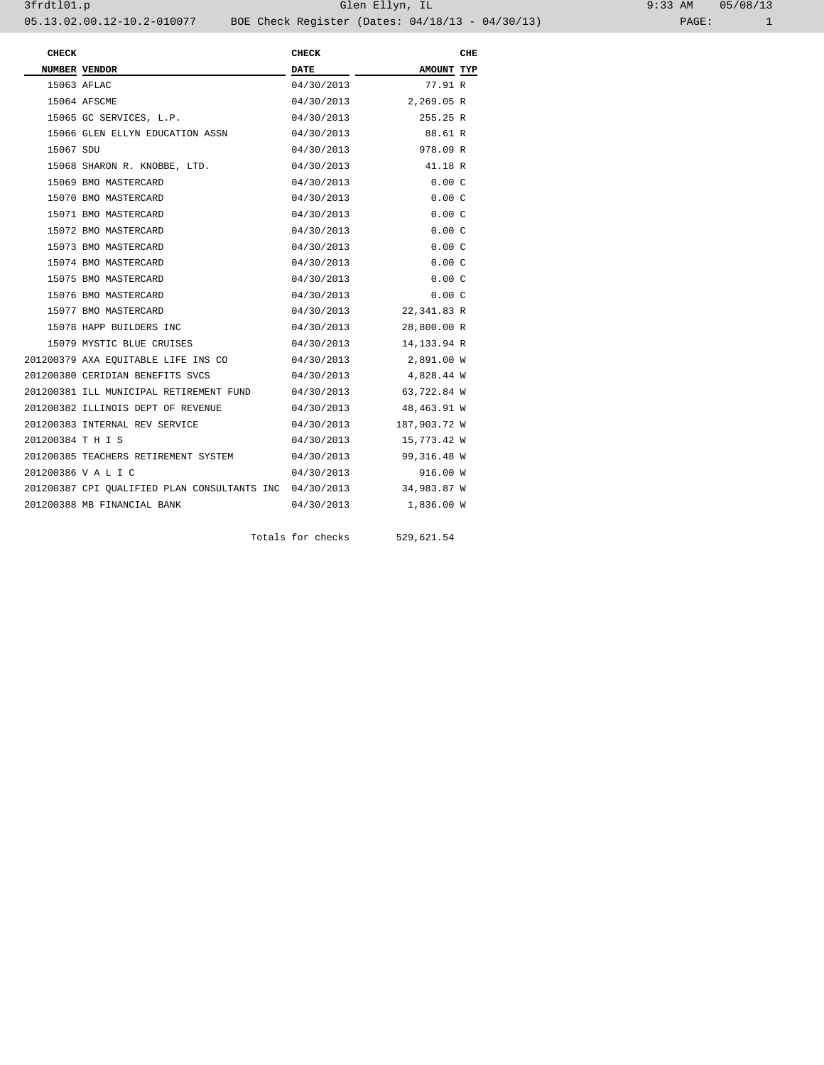# BOE Check Register (Dates: 04/18/13 - 04/30/13)

Glen Ellyn, IL

| CHECK NUMBER | VENDOR | CHECK DATE | AMOUNT | CHE TYP |
|---|---|---|---|---|
| 15063 | AFLAC | 04/30/2013 | 77.91 | R |
| 15064 | AFSCME | 04/30/2013 | 2,269.05 | R |
| 15065 | GC SERVICES, L.P. | 04/30/2013 | 255.25 | R |
| 15066 | GLEN ELLYN EDUCATION ASSN | 04/30/2013 | 88.61 | R |
| 15067 | SDU | 04/30/2013 | 978.09 | R |
| 15068 | SHARON R. KNOBBE, LTD. | 04/30/2013 | 41.18 | R |
| 15069 | BMO MASTERCARD | 04/30/2013 | 0.00 | C |
| 15070 | BMO MASTERCARD | 04/30/2013 | 0.00 | C |
| 15071 | BMO MASTERCARD | 04/30/2013 | 0.00 | C |
| 15072 | BMO MASTERCARD | 04/30/2013 | 0.00 | C |
| 15073 | BMO MASTERCARD | 04/30/2013 | 0.00 | C |
| 15074 | BMO MASTERCARD | 04/30/2013 | 0.00 | C |
| 15075 | BMO MASTERCARD | 04/30/2013 | 0.00 | C |
| 15076 | BMO MASTERCARD | 04/30/2013 | 0.00 | C |
| 15077 | BMO MASTERCARD | 04/30/2013 | 22,341.83 | R |
| 15078 | HAPP BUILDERS INC | 04/30/2013 | 28,800.00 | R |
| 15079 | MYSTIC BLUE CRUISES | 04/30/2013 | 14,133.94 | R |
| 201200379 | AXA EQUITABLE LIFE INS CO | 04/30/2013 | 2,891.00 | W |
| 201200380 | CERIDIAN BENEFITS SVCS | 04/30/2013 | 4,828.44 | W |
| 201200381 | ILL MUNICIPAL RETIREMENT FUND | 04/30/2013 | 63,722.84 | W |
| 201200382 | ILLINOIS DEPT OF REVENUE | 04/30/2013 | 48,463.91 | W |
| 201200383 | INTERNAL REV SERVICE | 04/30/2013 | 187,903.72 | W |
| 201200384 | T H I S | 04/30/2013 | 15,773.42 | W |
| 201200385 | TEACHERS RETIREMENT SYSTEM | 04/30/2013 | 99,316.48 | W |
| 201200386 | V A L I C | 04/30/2013 | 916.00 | W |
| 201200387 | CPI QUALIFIED PLAN CONSULTANTS INC | 04/30/2013 | 34,983.87 | W |
| 201200388 | MB FINANCIAL BANK | 04/30/2013 | 1,836.00 | W |
| | | Totals for checks | 529,621.54 | |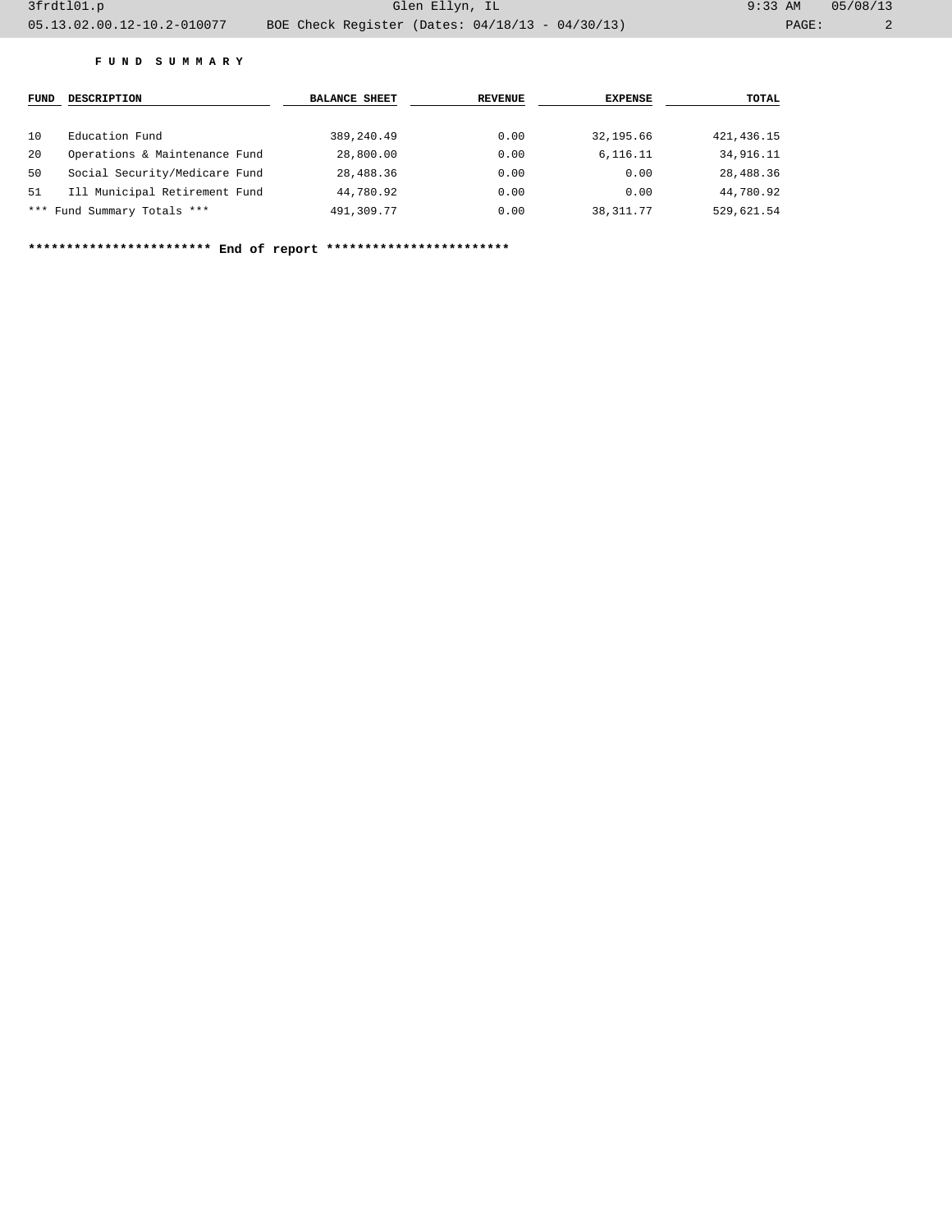**F U N D   S U M M A R Y**

| FUND | DESCRIPTION | BALANCE SHEET | REVENUE | EXPENSE | TOTAL |
|---|---|---|---|---|---|
| 10 | Education Fund | 389,240.49 | 0.00 | 32,195.66 | 421,436.15 |
| 20 | Operations & Maintenance Fund | 28,800.00 | 0.00 | 6,116.11 | 34,916.11 |
| 50 | Social Security/Medicare Fund | 28,488.36 | 0.00 | 0.00 | 28,488.36 |
| 51 | Ill Municipal Retirement Fund | 44,780.92 | 0.00 | 0.00 | 44,780.92 |
| *** Fund Summary Totals *** | | 491,309.77 | 0.00 | 38,311.77 | 529,621.54 |

************************ **End of report** ************************